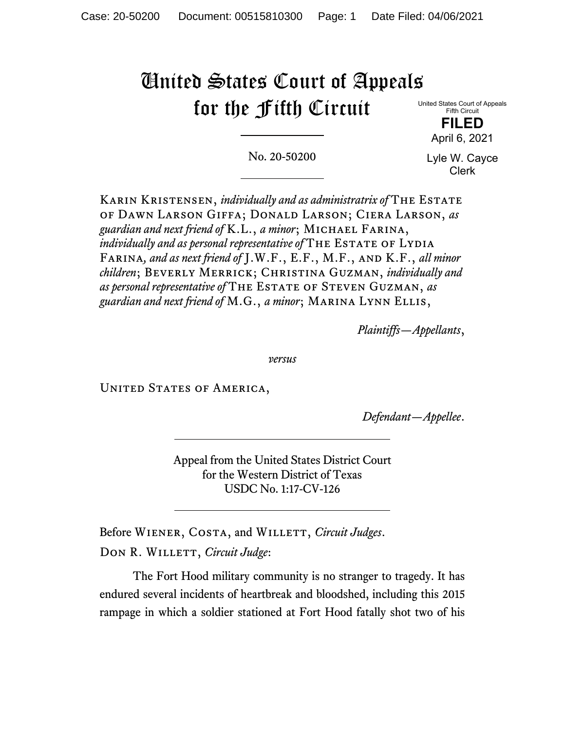# United States Court of Appeals for the Fifth Circuit

United States Court of Appeals
Fifth Circuit

**FILED**

April 6, 2021

Lyle W. Cayce
Clerk

No. 20-50200

Karin Kristensen, *individually and as administratrix of* The Estate of Dawn Larson Giffa; Donald Larson; Ciera Larson, *as guardian and next friend of* K.L., *a minor*; Michael Farina, *individually and as personal representative of* The Estate of Lydia Farina*, and as next friend of* J.W.F., E.F., M.F., and K.F., *all minor children*; Beverly Merrick; Christina Guzman, *individually and as personal representative of* The Estate of Steven Guzman, *as guardian and next friend of* M.G., *a minor*; Marina Lynn Ellis,

*Plaintiffs—Appellants*,

*versus*

United States of America,

*Defendant—Appellee*.

Appeal from the United States District Court
for the Western District of Texas
USDC No. 1:17-CV-126

Before Wiener, Costa, and Willett, *Circuit Judges*.

Don R. Willett, *Circuit Judge*:

The Fort Hood military community is no stranger to tragedy. It has endured several incidents of heartbreak and bloodshed, including this 2015 rampage in which a soldier stationed at Fort Hood fatally shot two of his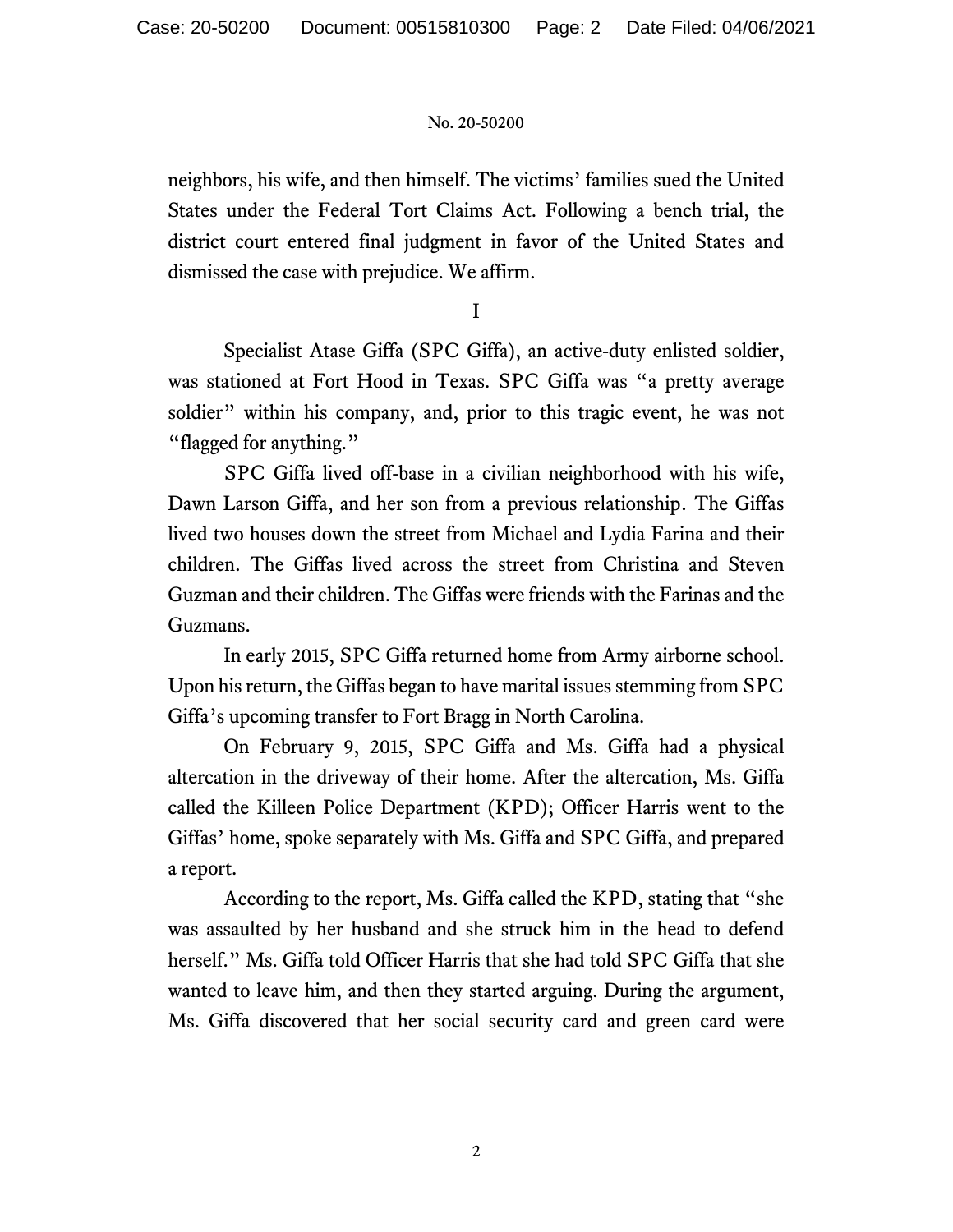neighbors, his wife, and then himself. The victims' families sued the United States under the Federal Tort Claims Act. Following a bench trial, the district court entered final judgment in favor of the United States and dismissed the case with prejudice. We affirm.

# I

Specialist Atase Giffa (SPC Giffa), an active-duty enlisted soldier, was stationed at Fort Hood in Texas. SPC Giffa was "a pretty average soldier" within his company, and, prior to this tragic event, he was not "flagged for anything."

SPC Giffa lived off-base in a civilian neighborhood with his wife, Dawn Larson Giffa, and her son from a previous relationship. The Giffas lived two houses down the street from Michael and Lydia Farina and their children. The Giffas lived across the street from Christina and Steven Guzman and their children. The Giffas were friends with the Farinas and the Guzmans.

In early 2015, SPC Giffa returned home from Army airborne school. Upon his return, the Giffas began to have marital issues stemming from SPC Giffa's upcoming transfer to Fort Bragg in North Carolina.

On February 9, 2015, SPC Giffa and Ms. Giffa had a physical altercation in the driveway of their home. After the altercation, Ms. Giffa called the Killeen Police Department (KPD); Officer Harris went to the Giffas' home, spoke separately with Ms. Giffa and SPC Giffa, and prepared a report.

According to the report, Ms. Giffa called the KPD, stating that "she was assaulted by her husband and she struck him in the head to defend herself." Ms. Giffa told Officer Harris that she had told SPC Giffa that she wanted to leave him, and then they started arguing. During the argument, Ms. Giffa discovered that her social security card and green card were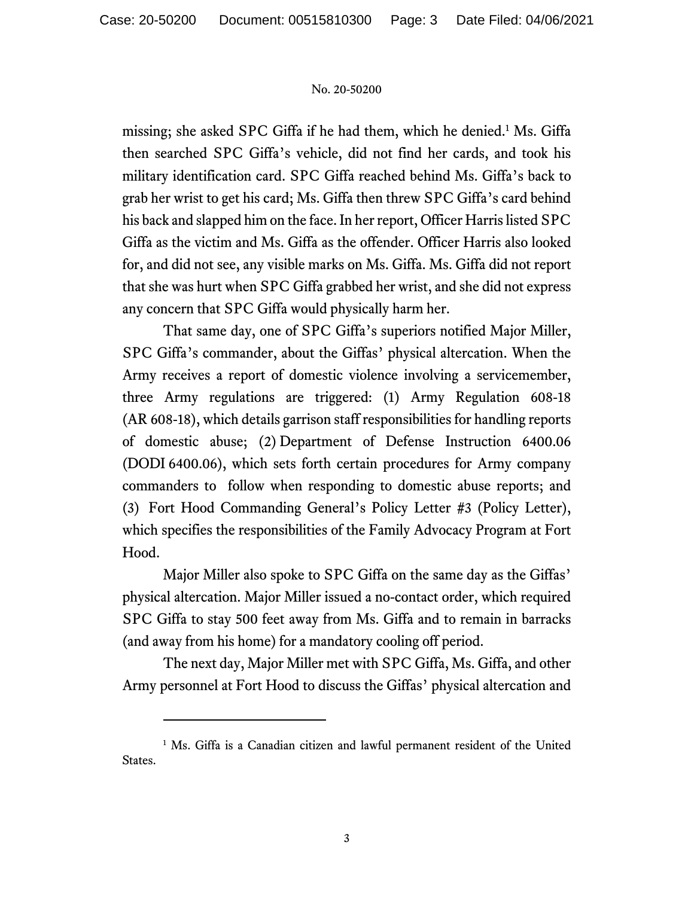missing; she asked SPC Giffa if he had them, which he denied.[1] Ms. Giffa then searched SPC Giffa's vehicle, did not find her cards, and took his military identification card. SPC Giffa reached behind Ms. Giffa's back to grab her wrist to get his card; Ms. Giffa then threw SPC Giffa's card behind his back and slapped him on the face. In her report, Officer Harris listed SPC Giffa as the victim and Ms. Giffa as the offender. Officer Harris also looked for, and did not see, any visible marks on Ms. Giffa. Ms. Giffa did not report that she was hurt when SPC Giffa grabbed her wrist, and she did not express any concern that SPC Giffa would physically harm her.

That same day, one of SPC Giffa's superiors notified Major Miller, SPC Giffa's commander, about the Giffas' physical altercation. When the Army receives a report of domestic violence involving a servicemember, three Army regulations are triggered: (1) Army Regulation 608-18 (AR 608-18), which details garrison staff responsibilities for handling reports of domestic abuse; (2) Department of Defense Instruction 6400.06 (DODI 6400.06), which sets forth certain procedures for Army company commanders to follow when responding to domestic abuse reports; and (3) Fort Hood Commanding General's Policy Letter #3 (Policy Letter), which specifies the responsibilities of the Family Advocacy Program at Fort Hood.

Major Miller also spoke to SPC Giffa on the same day as the Giffas' physical altercation. Major Miller issued a no-contact order, which required SPC Giffa to stay 500 feet away from Ms. Giffa and to remain in barracks (and away from his home) for a mandatory cooling off period.

The next day, Major Miller met with SPC Giffa, Ms. Giffa, and other Army personnel at Fort Hood to discuss the Giffas' physical altercation and

---

[1] Ms. Giffa is a Canadian citizen and lawful permanent resident of the United States.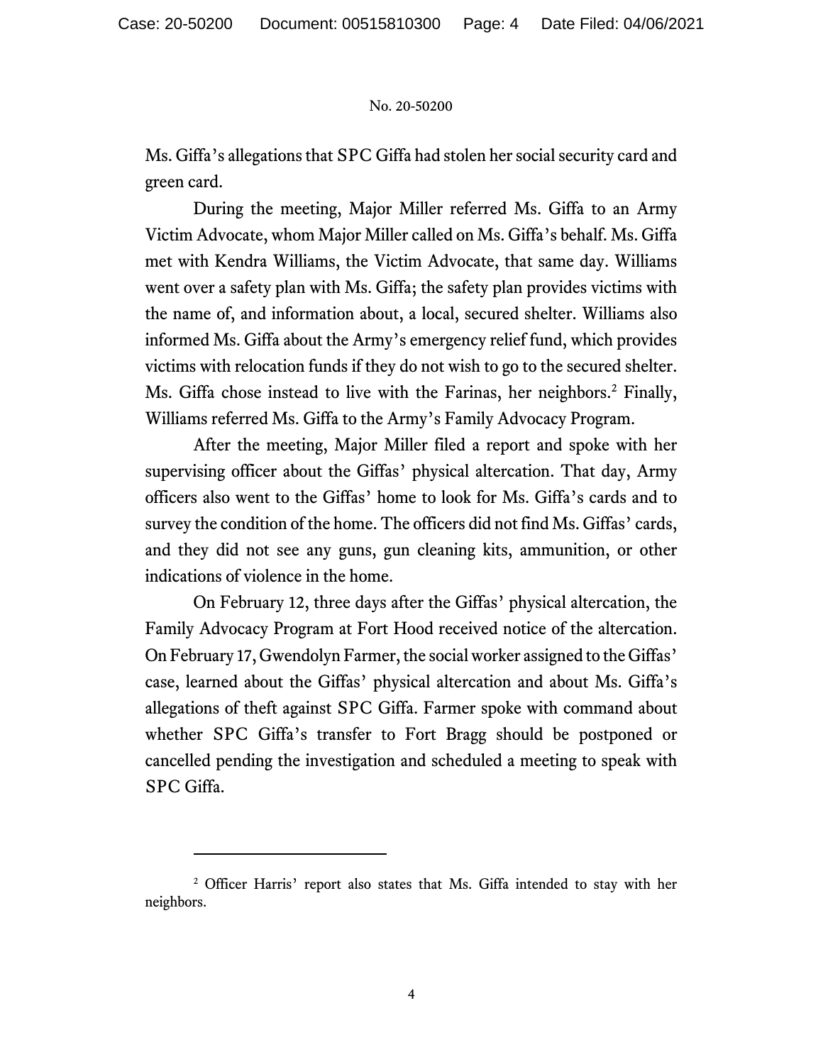Ms. Giffa's allegations that SPC Giffa had stolen her social security card and green card.

During the meeting, Major Miller referred Ms. Giffa to an Army Victim Advocate, whom Major Miller called on Ms. Giffa's behalf. Ms. Giffa met with Kendra Williams, the Victim Advocate, that same day. Williams went over a safety plan with Ms. Giffa; the safety plan provides victims with the name of, and information about, a local, secured shelter. Williams also informed Ms. Giffa about the Army's emergency relief fund, which provides victims with relocation funds if they do not wish to go to the secured shelter. Ms. Giffa chose instead to live with the Farinas, her neighbors.[2] Finally, Williams referred Ms. Giffa to the Army's Family Advocacy Program.

After the meeting, Major Miller filed a report and spoke with her supervising officer about the Giffas' physical altercation. That day, Army officers also went to the Giffas' home to look for Ms. Giffa's cards and to survey the condition of the home. The officers did not find Ms. Giffas' cards, and they did not see any guns, gun cleaning kits, ammunition, or other indications of violence in the home.

On February 12, three days after the Giffas' physical altercation, the Family Advocacy Program at Fort Hood received notice of the altercation. On February 17, Gwendolyn Farmer, the social worker assigned to the Giffas' case, learned about the Giffas' physical altercation and about Ms. Giffa's allegations of theft against SPC Giffa. Farmer spoke with command about whether SPC Giffa's transfer to Fort Bragg should be postponed or cancelled pending the investigation and scheduled a meeting to speak with SPC Giffa.

[2] Officer Harris' report also states that Ms. Giffa intended to stay with her neighbors.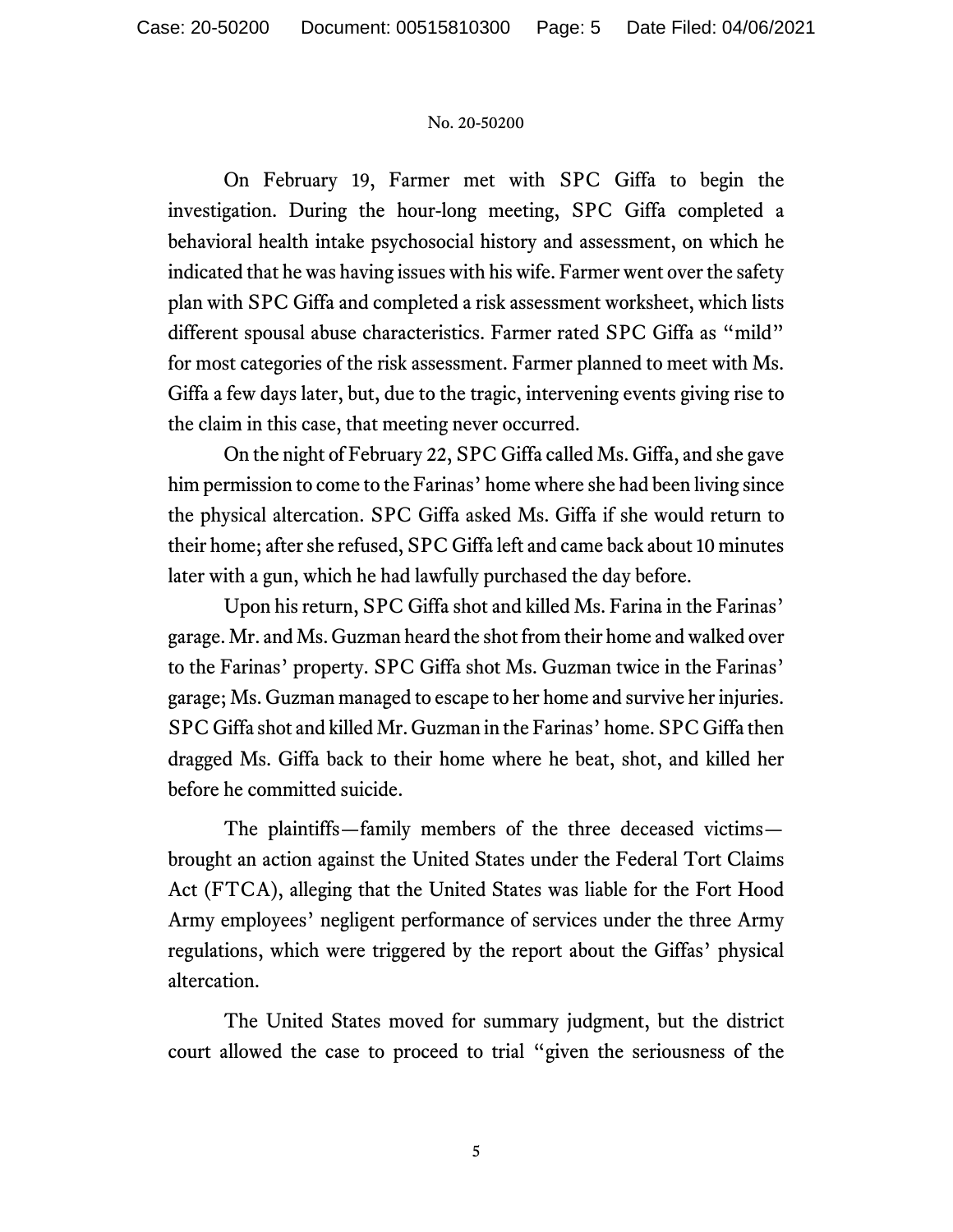On February 19, Farmer met with SPC Giffa to begin the investigation. During the hour-long meeting, SPC Giffa completed a behavioral health intake psychosocial history and assessment, on which he indicated that he was having issues with his wife. Farmer went over the safety plan with SPC Giffa and completed a risk assessment worksheet, which lists different spousal abuse characteristics. Farmer rated SPC Giffa as "mild" for most categories of the risk assessment. Farmer planned to meet with Ms. Giffa a few days later, but, due to the tragic, intervening events giving rise to the claim in this case, that meeting never occurred.

On the night of February 22, SPC Giffa called Ms. Giffa, and she gave him permission to come to the Farinas' home where she had been living since the physical altercation. SPC Giffa asked Ms. Giffa if she would return to their home; after she refused, SPC Giffa left and came back about 10 minutes later with a gun, which he had lawfully purchased the day before.

Upon his return, SPC Giffa shot and killed Ms. Farina in the Farinas' garage. Mr. and Ms. Guzman heard the shot from their home and walked over to the Farinas' property. SPC Giffa shot Ms. Guzman twice in the Farinas' garage; Ms. Guzman managed to escape to her home and survive her injuries. SPC Giffa shot and killed Mr. Guzman in the Farinas' home. SPC Giffa then dragged Ms. Giffa back to their home where he beat, shot, and killed her before he committed suicide.

The plaintiffs—family members of the three deceased victims—brought an action against the United States under the Federal Tort Claims Act (FTCA), alleging that the United States was liable for the Fort Hood Army employees' negligent performance of services under the three Army regulations, which were triggered by the report about the Giffas' physical altercation.

The United States moved for summary judgment, but the district court allowed the case to proceed to trial "given the seriousness of the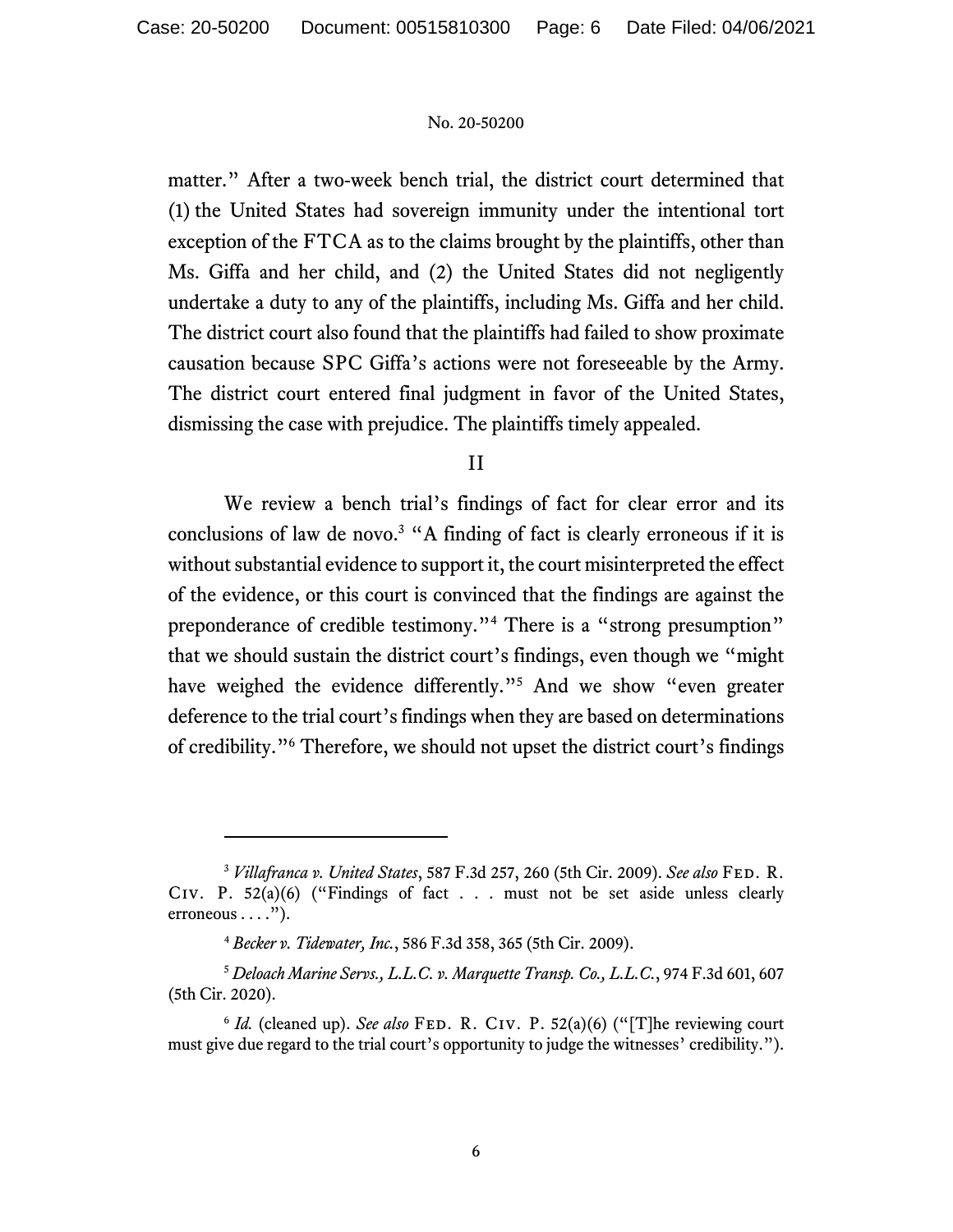matter." After a two-week bench trial, the district court determined that (1) the United States had sovereign immunity under the intentional tort exception of the FTCA as to the claims brought by the plaintiffs, other than Ms. Giffa and her child, and (2) the United States did not negligently undertake a duty to any of the plaintiffs, including Ms. Giffa and her child. The district court also found that the plaintiffs had failed to show proximate causation because SPC Giffa's actions were not foreseeable by the Army. The district court entered final judgment in favor of the United States, dismissing the case with prejudice. The plaintiffs timely appealed.

## II

We review a bench trial's findings of fact for clear error and its conclusions of law de novo.[3] "A finding of fact is clearly erroneous if it is without substantial evidence to support it, the court misinterpreted the effect of the evidence, or this court is convinced that the findings are against the preponderance of credible testimony."[4] There is a "strong presumption" that we should sustain the district court's findings, even though we "might have weighed the evidence differently."[5] And we show "even greater deference to the trial court's findings when they are based on determinations of credibility."[6] Therefore, we should not upset the district court's findings

---

[3] *Villafranca v. United States*, 587 F.3d 257, 260 (5th Cir. 2009). *See also* Fed. R. Civ. P. 52(a)(6) ("Findings of fact . . . must not be set aside unless clearly erroneous . . . .").

[4] *Becker v. Tidewater, Inc.*, 586 F.3d 358, 365 (5th Cir. 2009).

[5] *Deloach Marine Servs., L.L.C. v. Marquette Transp. Co., L.L.C.*, 974 F.3d 601, 607 (5th Cir. 2020).

[6] *Id.* (cleaned up). *See also* Fed. R. Civ. P. 52(a)(6) ("[T]he reviewing court must give due regard to the trial court's opportunity to judge the witnesses' credibility.").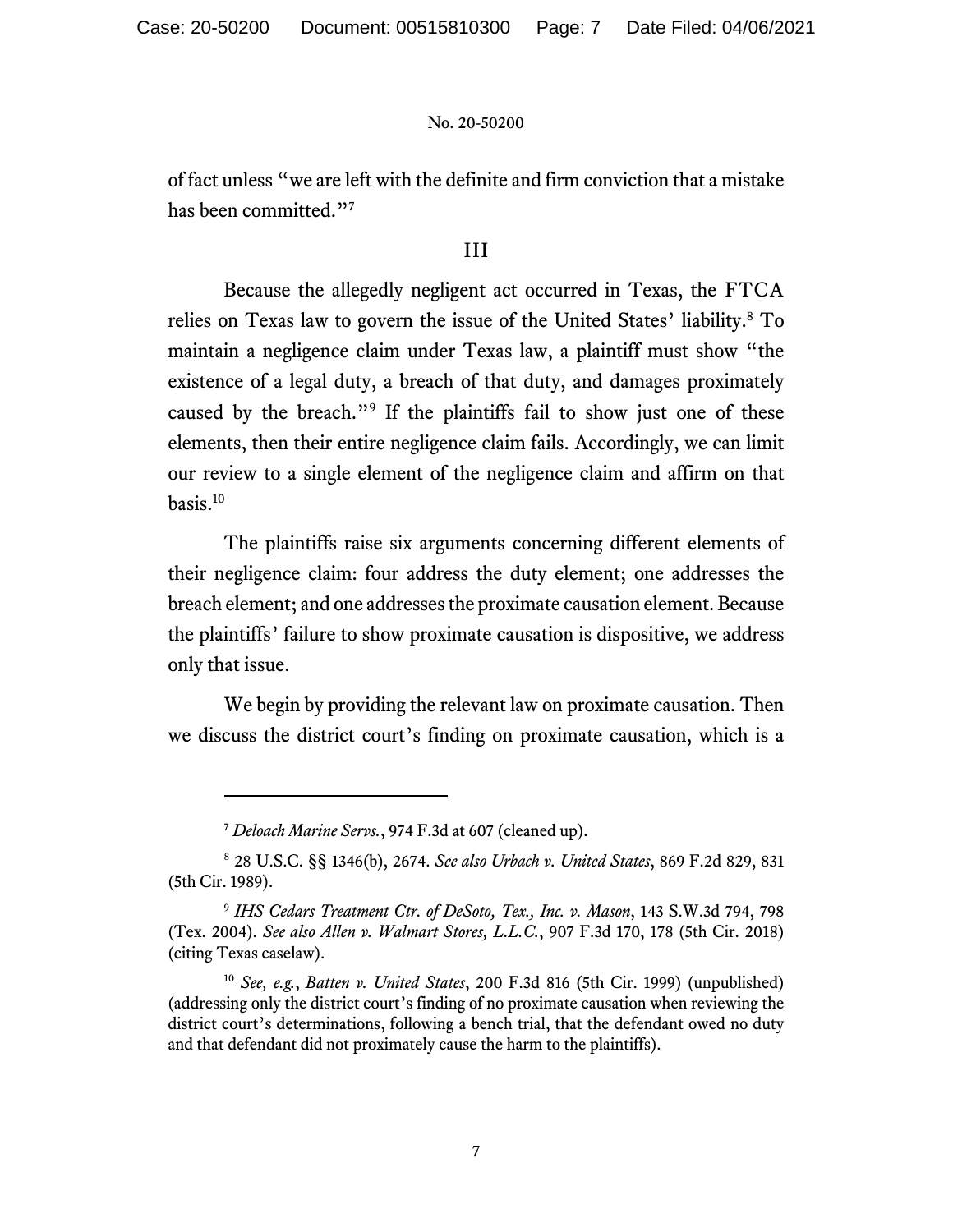of fact unless "we are left with the definite and firm conviction that a mistake has been committed."[7]

## III

Because the allegedly negligent act occurred in Texas, the FTCA relies on Texas law to govern the issue of the United States' liability.[8] To maintain a negligence claim under Texas law, a plaintiff must show "the existence of a legal duty, a breach of that duty, and damages proximately caused by the breach."[9] If the plaintiffs fail to show just one of these elements, then their entire negligence claim fails. Accordingly, we can limit our review to a single element of the negligence claim and affirm on that basis.[10]

The plaintiffs raise six arguments concerning different elements of their negligence claim: four address the duty element; one addresses the breach element; and one addresses the proximate causation element. Because the plaintiffs' failure to show proximate causation is dispositive, we address only that issue.

We begin by providing the relevant law on proximate causation. Then we discuss the district court's finding on proximate causation, which is a

---

[7] *Deloach Marine Servs.*, 974 F.3d at 607 (cleaned up).

[8] 28 U.S.C. §§ 1346(b), 2674. *See also Urbach v. United States*, 869 F.2d 829, 831 (5th Cir. 1989).

[9] *IHS Cedars Treatment Ctr. of DeSoto, Tex., Inc. v. Mason*, 143 S.W.3d 794, 798 (Tex. 2004). *See also Allen v. Walmart Stores, L.L.C.*, 907 F.3d 170, 178 (5th Cir. 2018) (citing Texas caselaw).

[10] *See, e.g.*, *Batten v. United States*, 200 F.3d 816 (5th Cir. 1999) (unpublished) (addressing only the district court's finding of no proximate causation when reviewing the district court's determinations, following a bench trial, that the defendant owed no duty and that defendant did not proximately cause the harm to the plaintiffs).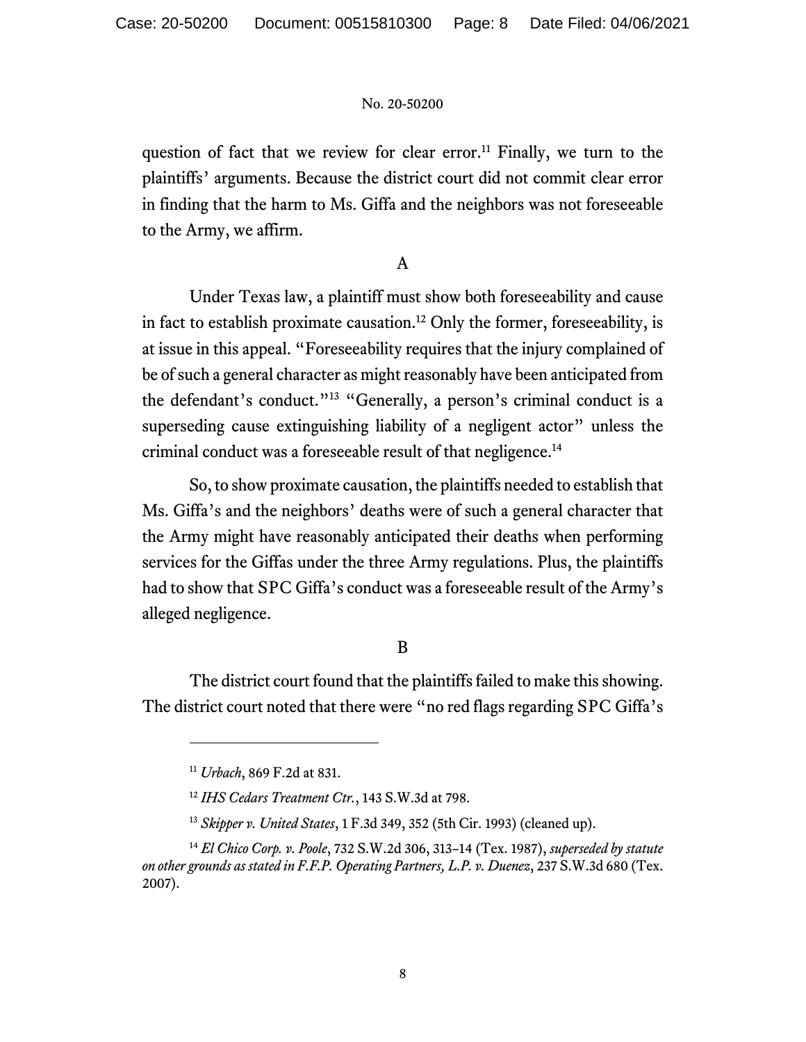question of fact that we review for clear error.[11] Finally, we turn to the plaintiffs' arguments. Because the district court did not commit clear error in finding that the harm to Ms. Giffa and the neighbors was not foreseeable to the Army, we affirm.

A

Under Texas law, a plaintiff must show both foreseeability and cause in fact to establish proximate causation.[12] Only the former, foreseeability, is at issue in this appeal. "Foreseeability requires that the injury complained of be of such a general character as might reasonably have been anticipated from the defendant's conduct."[13] "Generally, a person's criminal conduct is a superseding cause extinguishing liability of a negligent actor" unless the criminal conduct was a foreseeable result of that negligence.[14]

So, to show proximate causation, the plaintiffs needed to establish that Ms. Giffa's and the neighbors' deaths were of such a general character that the Army might have reasonably anticipated their deaths when performing services for the Giffas under the three Army regulations. Plus, the plaintiffs had to show that SPC Giffa's conduct was a foreseeable result of the Army's alleged negligence.

B

The district court found that the plaintiffs failed to make this showing. The district court noted that there were "no red flags regarding SPC Giffa's

---

[11] *Urbach*, 869 F.2d at 831.

[12] *IHS Cedars Treatment Ctr.*, 143 S.W.3d at 798.

[13] *Skipper v. United States*, 1 F.3d 349, 352 (5th Cir. 1993) (cleaned up).

[14] *El Chico Corp. v. Poole*, 732 S.W.2d 306, 313–14 (Tex. 1987), *superseded by statute on other grounds as stated in F.F.P. Operating Partners, L.P. v. Duenez*, 237 S.W.3d 680 (Tex. 2007).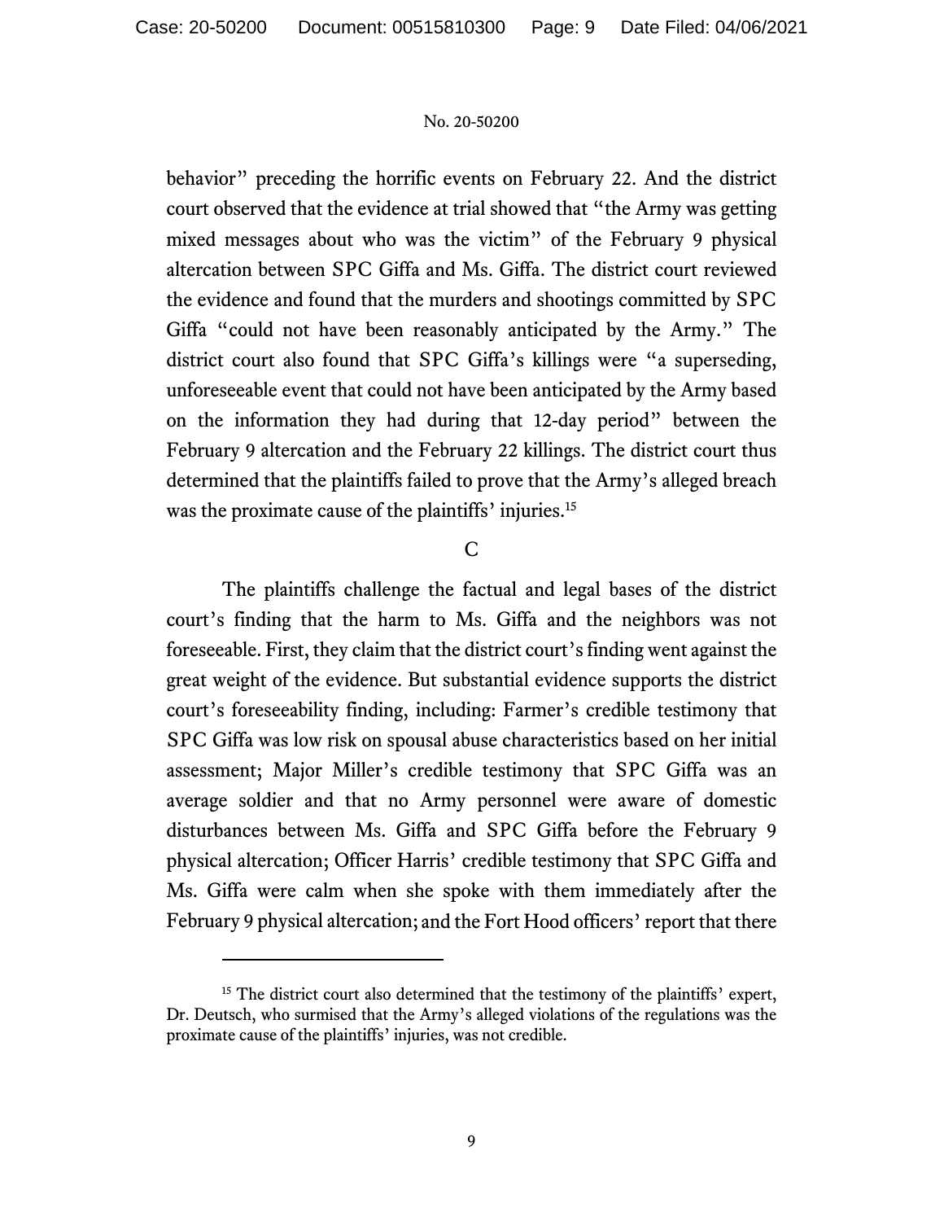behavior" preceding the horrific events on February 22. And the district court observed that the evidence at trial showed that "the Army was getting mixed messages about who was the victim" of the February 9 physical altercation between SPC Giffa and Ms. Giffa. The district court reviewed the evidence and found that the murders and shootings committed by SPC Giffa "could not have been reasonably anticipated by the Army." The district court also found that SPC Giffa's killings were "a superseding, unforeseeable event that could not have been anticipated by the Army based on the information they had during that 12-day period" between the February 9 altercation and the February 22 killings. The district court thus determined that the plaintiffs failed to prove that the Army's alleged breach was the proximate cause of the plaintiffs' injuries.[15]

C

The plaintiffs challenge the factual and legal bases of the district court's finding that the harm to Ms. Giffa and the neighbors was not foreseeable. First, they claim that the district court's finding went against the great weight of the evidence. But substantial evidence supports the district court's foreseeability finding, including: Farmer's credible testimony that SPC Giffa was low risk on spousal abuse characteristics based on her initial assessment; Major Miller's credible testimony that SPC Giffa was an average soldier and that no Army personnel were aware of domestic disturbances between Ms. Giffa and SPC Giffa before the February 9 physical altercation; Officer Harris' credible testimony that SPC Giffa and Ms. Giffa were calm when she spoke with them immediately after the February 9 physical altercation; and the Fort Hood officers' report that there

---

[15] The district court also determined that the testimony of the plaintiffs' expert, Dr. Deutsch, who surmised that the Army's alleged violations of the regulations was the proximate cause of the plaintiffs' injuries, was not credible.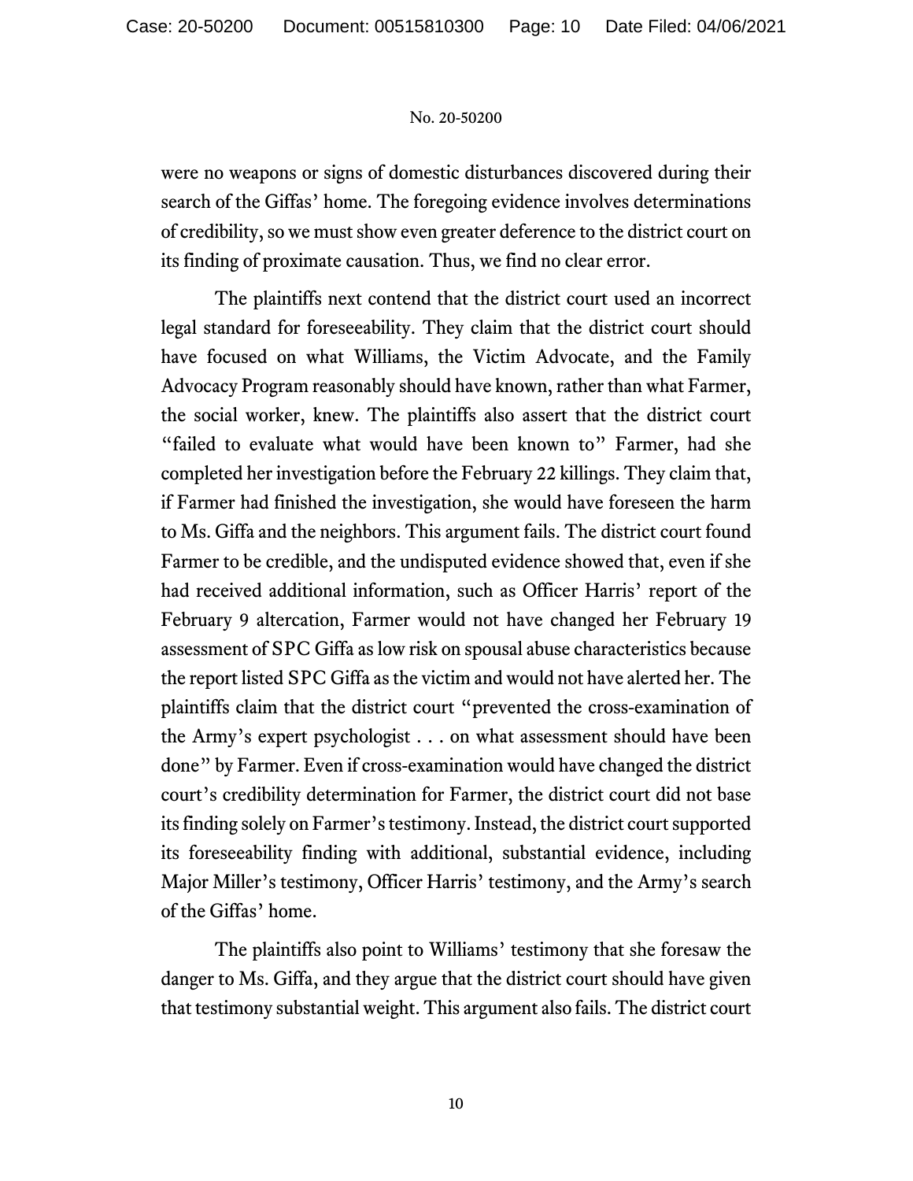were no weapons or signs of domestic disturbances discovered during their search of the Giffas' home. The foregoing evidence involves determinations of credibility, so we must show even greater deference to the district court on its finding of proximate causation. Thus, we find no clear error.

The plaintiffs next contend that the district court used an incorrect legal standard for foreseeability. They claim that the district court should have focused on what Williams, the Victim Advocate, and the Family Advocacy Program reasonably should have known, rather than what Farmer, the social worker, knew. The plaintiffs also assert that the district court "failed to evaluate what would have been known to" Farmer, had she completed her investigation before the February 22 killings. They claim that, if Farmer had finished the investigation, she would have foreseen the harm to Ms. Giffa and the neighbors. This argument fails. The district court found Farmer to be credible, and the undisputed evidence showed that, even if she had received additional information, such as Officer Harris' report of the February 9 altercation, Farmer would not have changed her February 19 assessment of SPC Giffa as low risk on spousal abuse characteristics because the report listed SPC Giffa as the victim and would not have alerted her. The plaintiffs claim that the district court "prevented the cross-examination of the Army's expert psychologist . . . on what assessment should have been done" by Farmer. Even if cross-examination would have changed the district court's credibility determination for Farmer, the district court did not base its finding solely on Farmer's testimony. Instead, the district court supported its foreseeability finding with additional, substantial evidence, including Major Miller's testimony, Officer Harris' testimony, and the Army's search of the Giffas' home.

The plaintiffs also point to Williams' testimony that she foresaw the danger to Ms. Giffa, and they argue that the district court should have given that testimony substantial weight. This argument also fails. The district court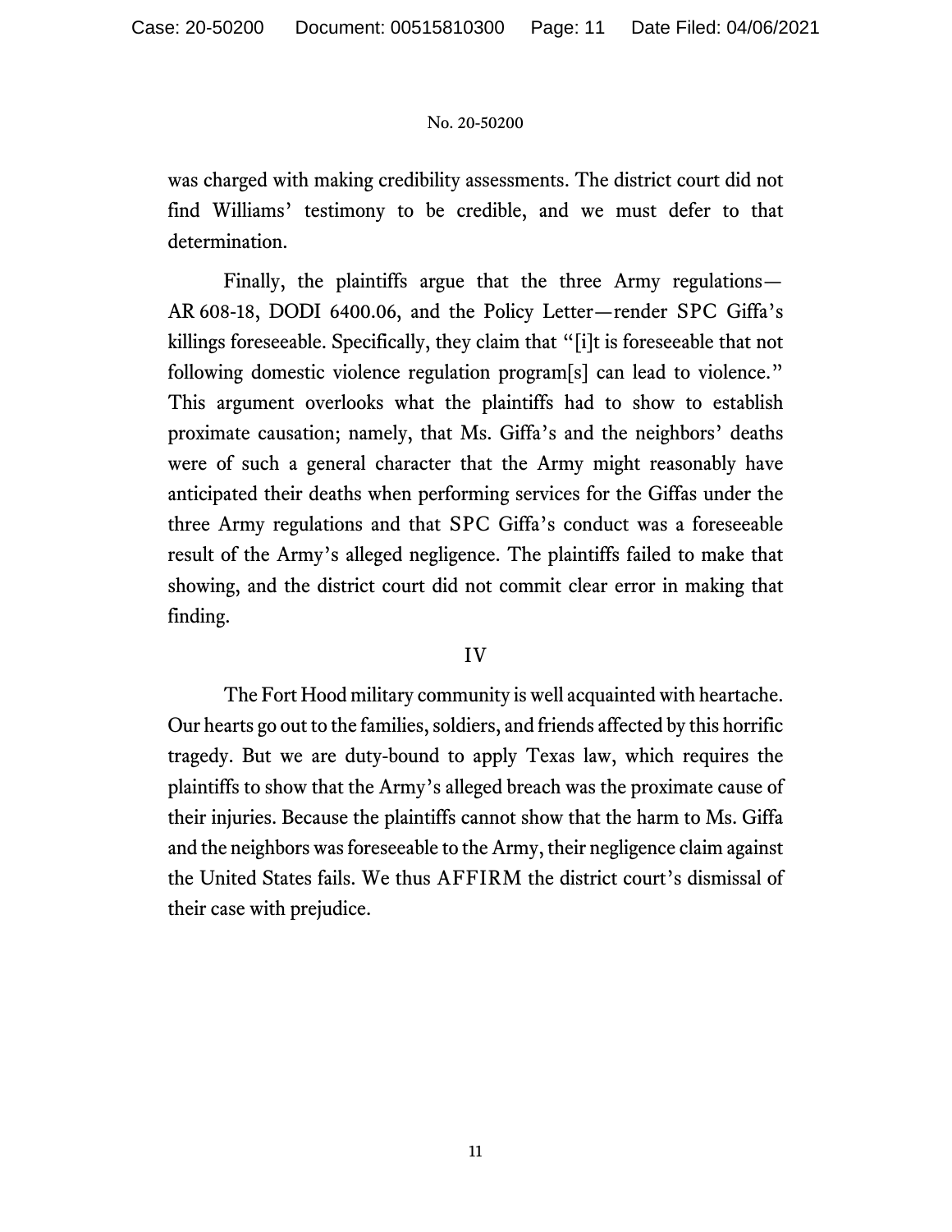was charged with making credibility assessments. The district court did not find Williams' testimony to be credible, and we must defer to that determination.

Finally, the plaintiffs argue that the three Army regulations—AR 608-18, DODI 6400.06, and the Policy Letter—render SPC Giffa's killings foreseeable. Specifically, they claim that "[i]t is foreseeable that not following domestic violence regulation program[s] can lead to violence." This argument overlooks what the plaintiffs had to show to establish proximate causation; namely, that Ms. Giffa's and the neighbors' deaths were of such a general character that the Army might reasonably have anticipated their deaths when performing services for the Giffas under the three Army regulations and that SPC Giffa's conduct was a foreseeable result of the Army's alleged negligence. The plaintiffs failed to make that showing, and the district court did not commit clear error in making that finding.

## IV

The Fort Hood military community is well acquainted with heartache. Our hearts go out to the families, soldiers, and friends affected by this horrific tragedy. But we are duty-bound to apply Texas law, which requires the plaintiffs to show that the Army's alleged breach was the proximate cause of their injuries. Because the plaintiffs cannot show that the harm to Ms. Giffa and the neighbors was foreseeable to the Army, their negligence claim against the United States fails. We thus AFFIRM the district court's dismissal of their case with prejudice.